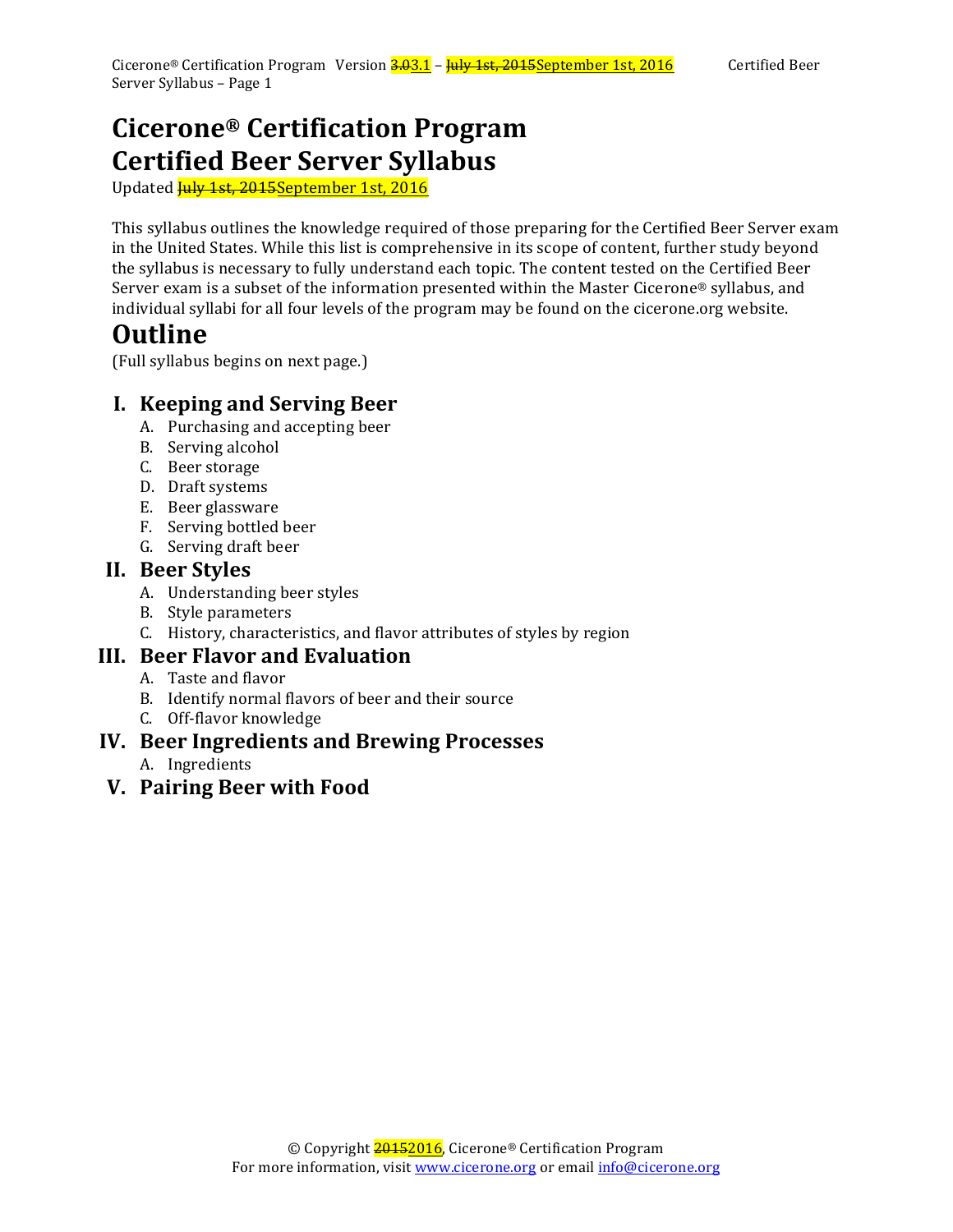# Cicerone® Certification Program
# Certified Beer Server Syllabus

Updated ~~July 1st, 2015~~September 1st, 2016

This syllabus outlines the knowledge required of those preparing for the Certified Beer Server exam in the United States. While this list is comprehensive in its scope of content, further study beyond the syllabus is necessary to fully understand each topic. The content tested on the Certified Beer Server exam is a subset of the information presented within the Master Cicerone® syllabus, and individual syllabi for all four levels of the program may be found on the cicerone.org website.

# Outline

(Full syllabus begins on next page.)

## I. Keeping and Serving Beer

A. Purchasing and accepting beer
B. Serving alcohol
C. Beer storage
D. Draft systems
E. Beer glassware
F. Serving bottled beer
G. Serving draft beer

## II. Beer Styles

A. Understanding beer styles
B. Style parameters
C. History, characteristics, and flavor attributes of styles by region

## III. Beer Flavor and Evaluation

A. Taste and flavor
B. Identify normal flavors of beer and their source
C. Off-flavor knowledge

## IV. Beer Ingredients and Brewing Processes

A. Ingredients

## V. Pairing Beer with Food

© Copyright ~~2015~~2016, Cicerone® Certification Program
For more information, visit www.cicerone.org or email info@cicerone.org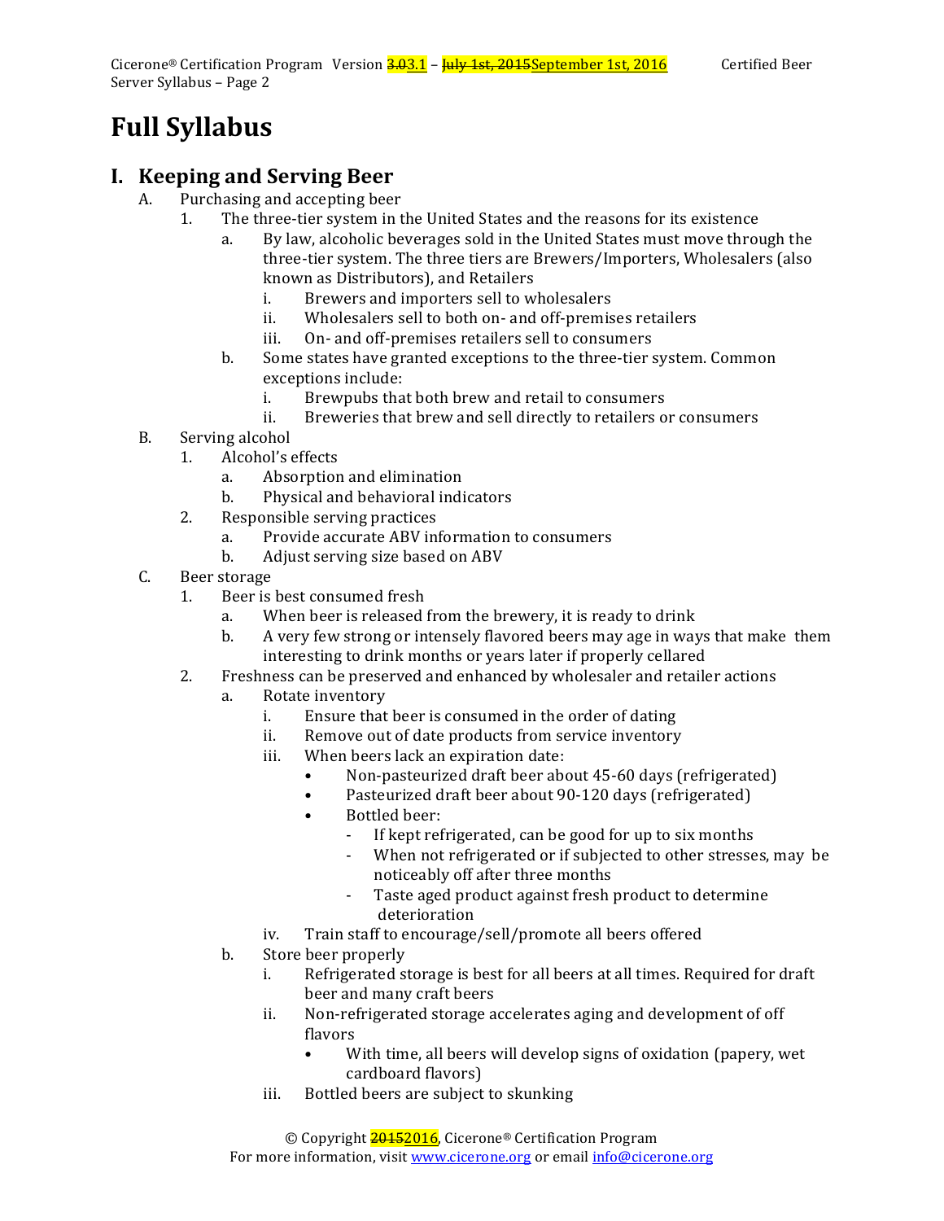# Full Syllabus

## I. Keeping and Serving Beer

A. Purchasing and accepting beer
   1. The three-tier system in the United States and the reasons for its existence
      a. By law, alcoholic beverages sold in the United States must move through the three-tier system. The three tiers are Brewers/Importers, Wholesalers (also known as Distributors), and Retailers
         i. Brewers and importers sell to wholesalers
         ii. Wholesalers sell to both on- and off-premises retailers
         iii. On- and off-premises retailers sell to consumers
      b. Some states have granted exceptions to the three-tier system. Common exceptions include:
         i. Brewpubs that both brew and retail to consumers
         ii. Breweries that brew and sell directly to retailers or consumers

B. Serving alcohol
   1. Alcohol's effects
      a. Absorption and elimination
      b. Physical and behavioral indicators
   2. Responsible serving practices
      a. Provide accurate ABV information to consumers
      b. Adjust serving size based on ABV

C. Beer storage
   1. Beer is best consumed fresh
      a. When beer is released from the brewery, it is ready to drink
      b. A very few strong or intensely flavored beers may age in ways that make them interesting to drink months or years later if properly cellared
   2. Freshness can be preserved and enhanced by wholesaler and retailer actions
      a. Rotate inventory
         i. Ensure that beer is consumed in the order of dating
         ii. Remove out of date products from service inventory
         iii. When beers lack an expiration date:
            - Non-pasteurized draft beer about 45-60 days (refrigerated)
            - Pasteurized draft beer about 90-120 days (refrigerated)
            - Bottled beer:
               - If kept refrigerated, can be good for up to six months
               - When not refrigerated or if subjected to other stresses, may be noticeably off after three months
               - Taste aged product against fresh product to determine deterioration
         iv. Train staff to encourage/sell/promote all beers offered
      b. Store beer properly
         i. Refrigerated storage is best for all beers at all times. Required for draft beer and many craft beers
         ii. Non-refrigerated storage accelerates aging and development of off flavors
            - With time, all beers will develop signs of oxidation (papery, wet cardboard flavors)
         iii. Bottled beers are subject to skunking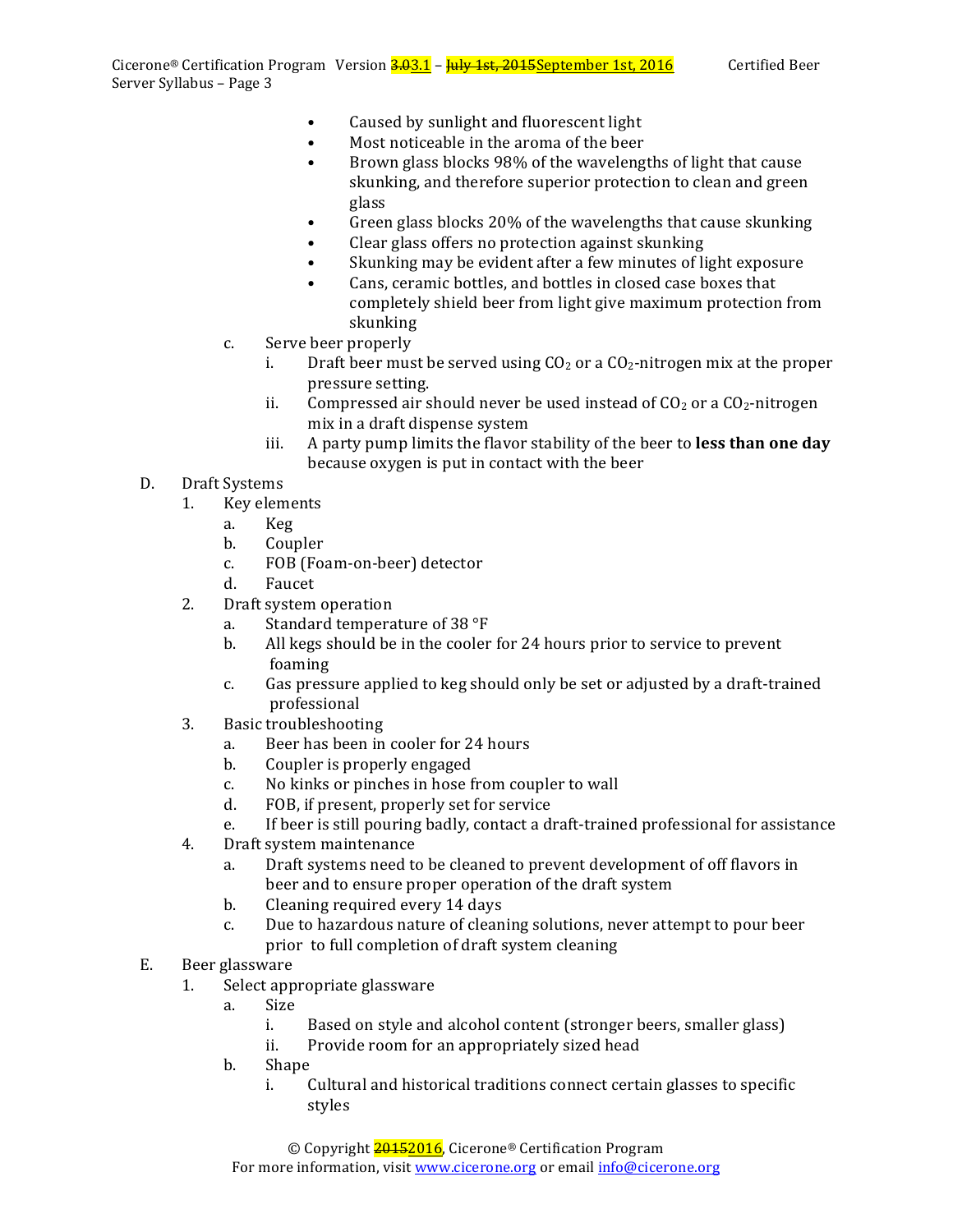- Caused by sunlight and fluorescent light
- Most noticeable in the aroma of the beer
- Brown glass blocks 98% of the wavelengths of light that cause skunking, and therefore superior protection to clean and green glass
- Green glass blocks 20% of the wavelengths that cause skunking
- Clear glass offers no protection against skunking
- Skunking may be evident after a few minutes of light exposure
- Cans, ceramic bottles, and bottles in closed case boxes that completely shield beer from light give maximum protection from skunking

c. Serve beer properly
   i. Draft beer must be served using $CO_2$ or a $CO_2$-nitrogen mix at the proper pressure setting.
   ii. Compressed air should never be used instead of $CO_2$ or a $CO_2$-nitrogen mix in a draft dispense system
   iii. A party pump limits the flavor stability of the beer to **less than one day** because oxygen is put in contact with the beer

D. Draft Systems
   1. Key elements
      a. Keg
      b. Coupler
      c. FOB (Foam-on-beer) detector
      d. Faucet
   2. Draft system operation
      a. Standard temperature of 38 °F
      b. All kegs should be in the cooler for 24 hours prior to service to prevent foaming
      c. Gas pressure applied to keg should only be set or adjusted by a draft-trained professional
   3. Basic troubleshooting
      a. Beer has been in cooler for 24 hours
      b. Coupler is properly engaged
      c. No kinks or pinches in hose from coupler to wall
      d. FOB, if present, properly set for service
      e. If beer is still pouring badly, contact a draft-trained professional for assistance
   4. Draft system maintenance
      a. Draft systems need to be cleaned to prevent development of off flavors in beer and to ensure proper operation of the draft system
      b. Cleaning required every 14 days
      c. Due to hazardous nature of cleaning solutions, never attempt to pour beer prior to full completion of draft system cleaning

E. Beer glassware
   1. Select appropriate glassware
      a. Size
         i. Based on style and alcohol content (stronger beers, smaller glass)
         ii. Provide room for an appropriately sized head
      b. Shape
         i. Cultural and historical traditions connect certain glasses to specific styles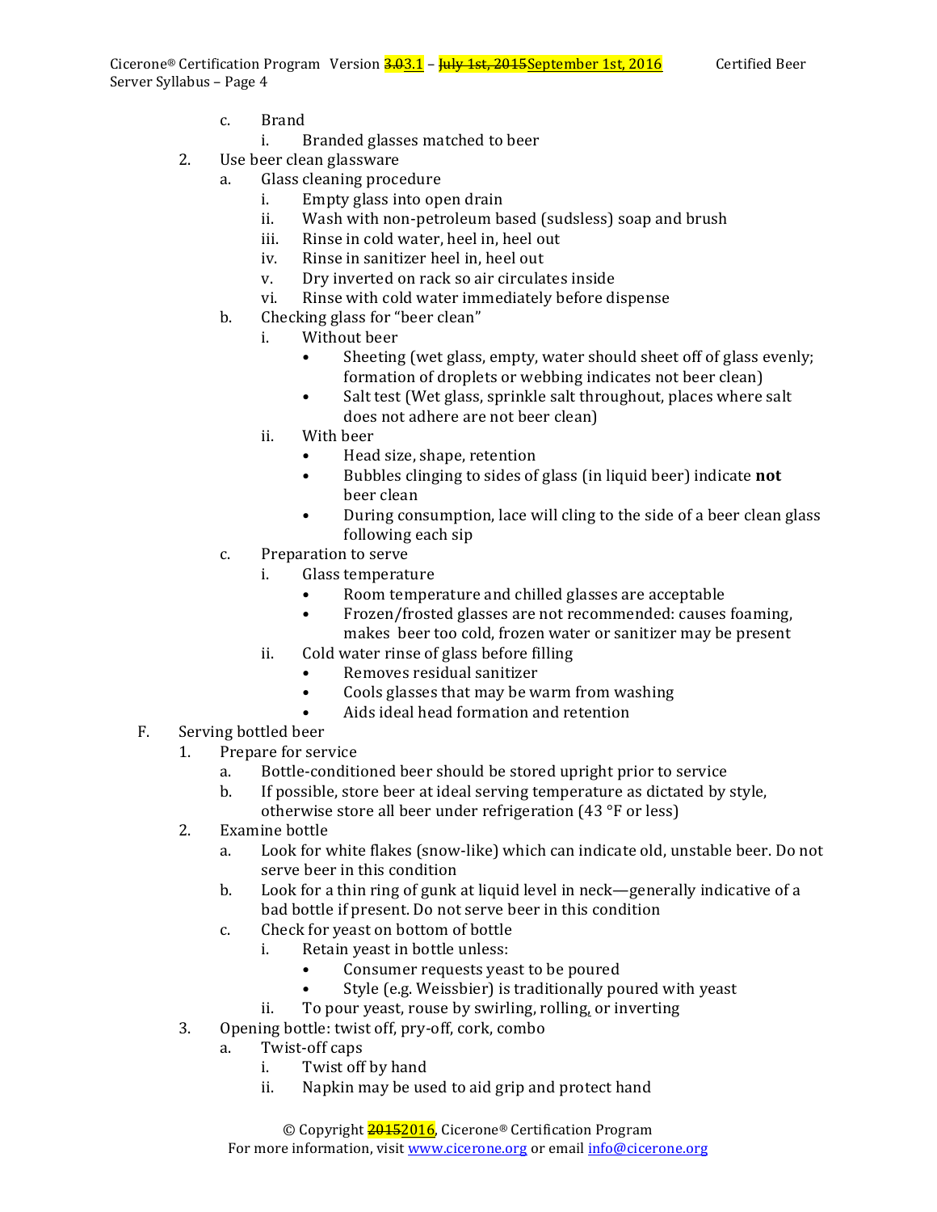c. Brand
   i. Branded glasses matched to beer

2. Use beer clean glassware
   a. Glass cleaning procedure
      i. Empty glass into open drain
      ii. Wash with non-petroleum based (sudsless) soap and brush
      iii. Rinse in cold water, heel in, heel out
      iv. Rinse in sanitizer heel in, heel out
      v. Dry inverted on rack so air circulates inside
      vi. Rinse with cold water immediately before dispense
   b. Checking glass for "beer clean"
      i. Without beer
         - Sheeting (wet glass, empty, water should sheet off of glass evenly; formation of droplets or webbing indicates not beer clean)
         - Salt test (Wet glass, sprinkle salt throughout, places where salt does not adhere are not beer clean)
      ii. With beer
         - Head size, shape, retention
         - Bubbles clinging to sides of glass (in liquid beer) indicate **not** beer clean
         - During consumption, lace will cling to the side of a beer clean glass following each sip
   c. Preparation to serve
      i. Glass temperature
         - Room temperature and chilled glasses are acceptable
         - Frozen/frosted glasses are not recommended: causes foaming, makes beer too cold, frozen water or sanitizer may be present
      ii. Cold water rinse of glass before filling
         - Removes residual sanitizer
         - Cools glasses that may be warm from washing
         - Aids ideal head formation and retention

F. Serving bottled beer
   1. Prepare for service
      a. Bottle-conditioned beer should be stored upright prior to service
      b. If possible, store beer at ideal serving temperature as dictated by style, otherwise store all beer under refrigeration (43 °F or less)
   2. Examine bottle
      a. Look for white flakes (snow-like) which can indicate old, unstable beer. Do not serve beer in this condition
      b. Look for a thin ring of gunk at liquid level in neck—generally indicative of a bad bottle if present. Do not serve beer in this condition
      c. Check for yeast on bottom of bottle
         i. Retain yeast in bottle unless:
            - Consumer requests yeast to be poured
            - Style (e.g. Weissbier) is traditionally poured with yeast
         ii. To pour yeast, rouse by swirling, rolling, or inverting
   3. Opening bottle: twist off, pry-off, cork, combo
      a. Twist-off caps
         i. Twist off by hand
         ii. Napkin may be used to aid grip and protect hand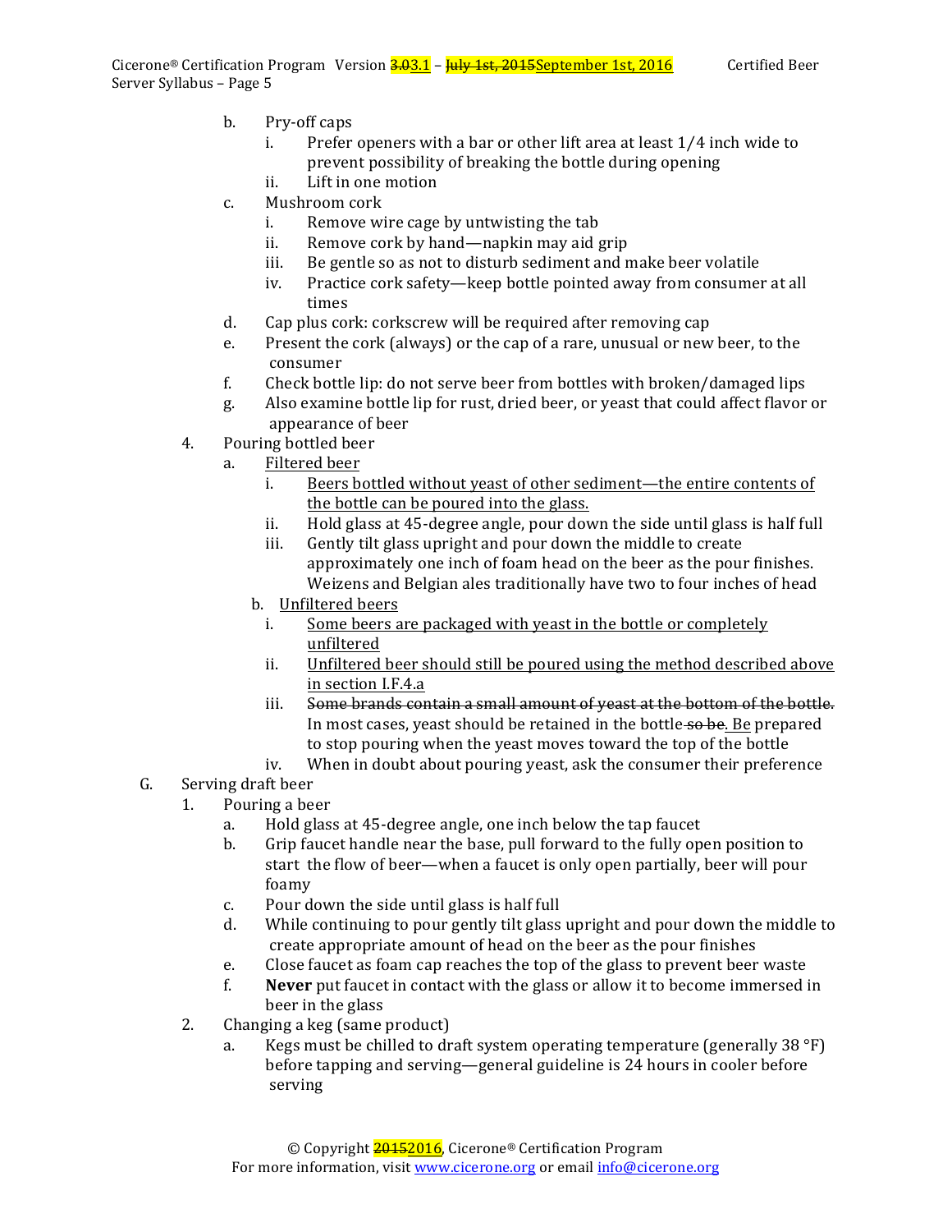b. Pry-off caps
   i. Prefer openers with a bar or other lift area at least 1/4 inch wide to prevent possibility of breaking the bottle during opening
   ii. Lift in one motion
c. Mushroom cork
   i. Remove wire cage by untwisting the tab
   ii. Remove cork by hand—napkin may aid grip
   iii. Be gentle so as not to disturb sediment and make beer volatile
   iv. Practice cork safety—keep bottle pointed away from consumer at all times
d. Cap plus cork: corkscrew will be required after removing cap
e. Present the cork (always) or the cap of a rare, unusual or new beer, to the consumer
f. Check bottle lip: do not serve beer from bottles with broken/damaged lips
g. Also examine bottle lip for rust, dried beer, or yeast that could affect flavor or appearance of beer

4. Pouring bottled beer
   a. <u>Filtered beer</u>
      i. <u>Beers bottled without yeast of other sediment—the entire contents of the bottle can be poured into the glass.</u>
      ii. Hold glass at 45-degree angle, pour down the side until glass is half full
      iii. Gently tilt glass upright and pour down the middle to create approximately one inch of foam head on the beer as the pour finishes. Weizens and Belgian ales traditionally have two to four inches of head
   b. <u>Unfiltered beers</u>
      i. <u>Some beers are packaged with yeast in the bottle or completely unfiltered</u>
      ii. <u>Unfiltered beer should still be poured using the method described above in section I.F.4.a</u>
      iii. ~~Some brands contain a small amount of yeast at the bottom of the bottle.~~ In most cases, yeast should be retained in the bottle~~ so be~~<u>. Be</u> prepared to stop pouring when the yeast moves toward the top of the bottle
      iv. When in doubt about pouring yeast, ask the consumer their preference

G. Serving draft beer
   1. Pouring a beer
      a. Hold glass at 45-degree angle, one inch below the tap faucet
      b. Grip faucet handle near the base, pull forward to the fully open position to start the flow of beer—when a faucet is only open partially, beer will pour foamy
      c. Pour down the side until glass is half full
      d. While continuing to pour gently tilt glass upright and pour down the middle to create appropriate amount of head on the beer as the pour finishes
      e. Close faucet as foam cap reaches the top of the glass to prevent beer waste
      f. **Never** put faucet in contact with the glass or allow it to become immersed in beer in the glass
   2. Changing a keg (same product)
      a. Kegs must be chilled to draft system operating temperature (generally 38 °F) before tapping and serving—general guideline is 24 hours in cooler before serving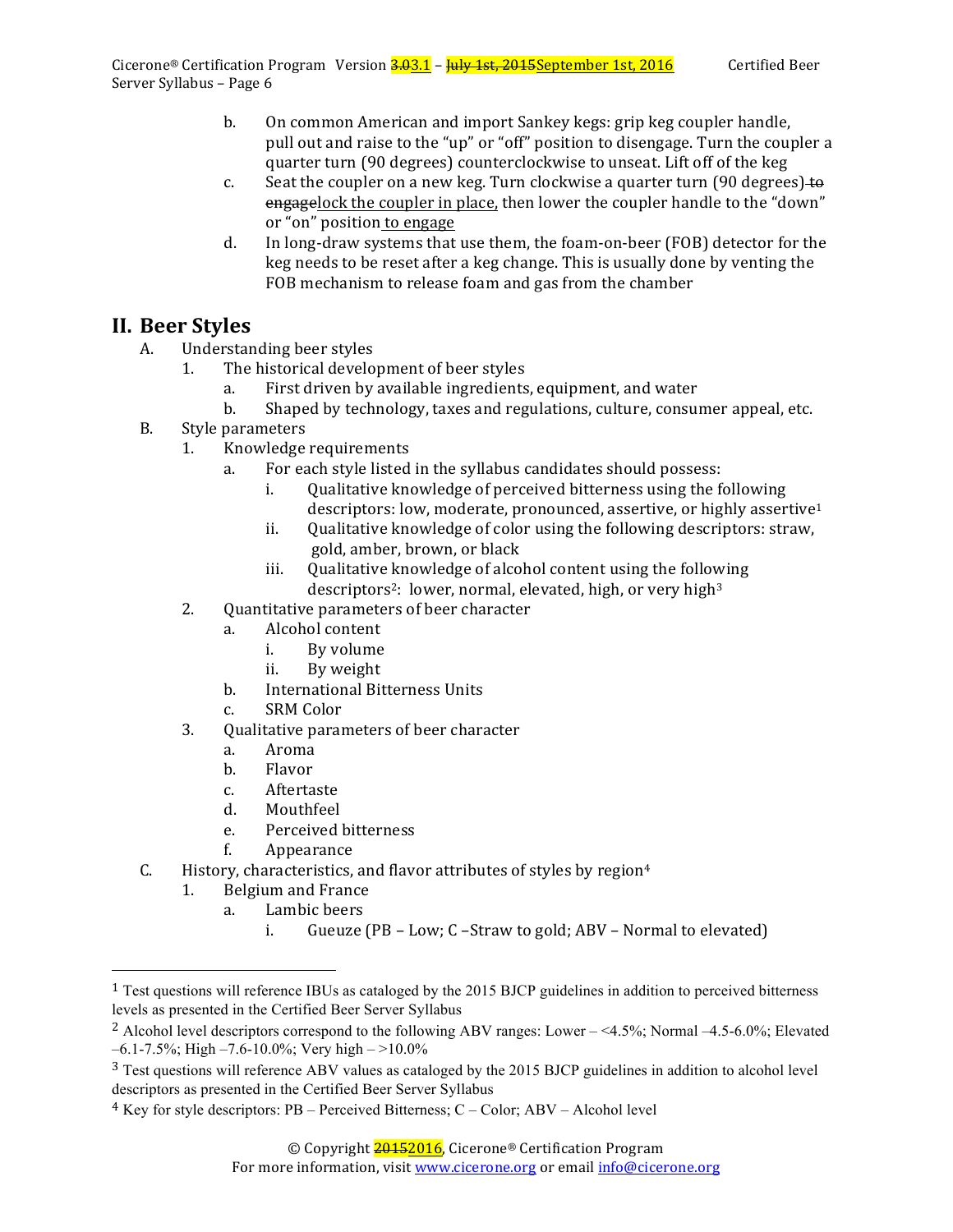b. On common American and import Sankey kegs: grip keg coupler handle, pull out and raise to the "up" or "off" position to disengage. Turn the coupler a quarter turn (90 degrees) counterclockwise to unseat. Lift off of the keg

c. Seat the coupler on a new keg. Turn clockwise a quarter turn (90 degrees) ~~to engage~~lock the coupler in place, then lower the coupler handle to the "down" or "on" position to engage

d. In long-draw systems that use them, the foam-on-beer (FOB) detector for the keg needs to be reset after a keg change. This is usually done by venting the FOB mechanism to release foam and gas from the chamber

## II. Beer Styles

- A. Understanding beer styles
  - 1. The historical development of beer styles
    - a. First driven by available ingredients, equipment, and water
    - b. Shaped by technology, taxes and regulations, culture, consumer appeal, etc.
- B. Style parameters
  - 1. Knowledge requirements
    - a. For each style listed in the syllabus candidates should possess:
      - i. Qualitative knowledge of perceived bitterness using the following descriptors: low, moderate, pronounced, assertive, or highly assertive[1]
      - ii. Qualitative knowledge of color using the following descriptors: straw, gold, amber, brown, or black
      - iii. Qualitative knowledge of alcohol content using the following descriptors[2]: lower, normal, elevated, high, or very high[3]
  - 2. Quantitative parameters of beer character
    - a. Alcohol content
      - i. By volume
      - ii. By weight
    - b. International Bitterness Units
    - c. SRM Color
  - 3. Qualitative parameters of beer character
    - a. Aroma
    - b. Flavor
    - c. Aftertaste
    - d. Mouthfeel
    - e. Perceived bitterness
    - f. Appearance
- C. History, characteristics, and flavor attributes of styles by region[4]
  - 1. Belgium and France
    - a. Lambic beers
      - i. Gueuze (PB – Low; C –Straw to gold; ABV – Normal to elevated)

---

[1] Test questions will reference IBUs as cataloged by the 2015 BJCP guidelines in addition to perceived bitterness levels as presented in the Certified Beer Server Syllabus

[2] Alcohol level descriptors correspond to the following ABV ranges: Lower – <4.5%; Normal –4.5-6.0%; Elevated –6.1-7.5%; High –7.6-10.0%; Very high – >10.0%

[3] Test questions will reference ABV values as cataloged by the 2015 BJCP guidelines in addition to alcohol level descriptors as presented in the Certified Beer Server Syllabus

[4] Key for style descriptors: PB – Perceived Bitterness; C – Color; ABV – Alcohol level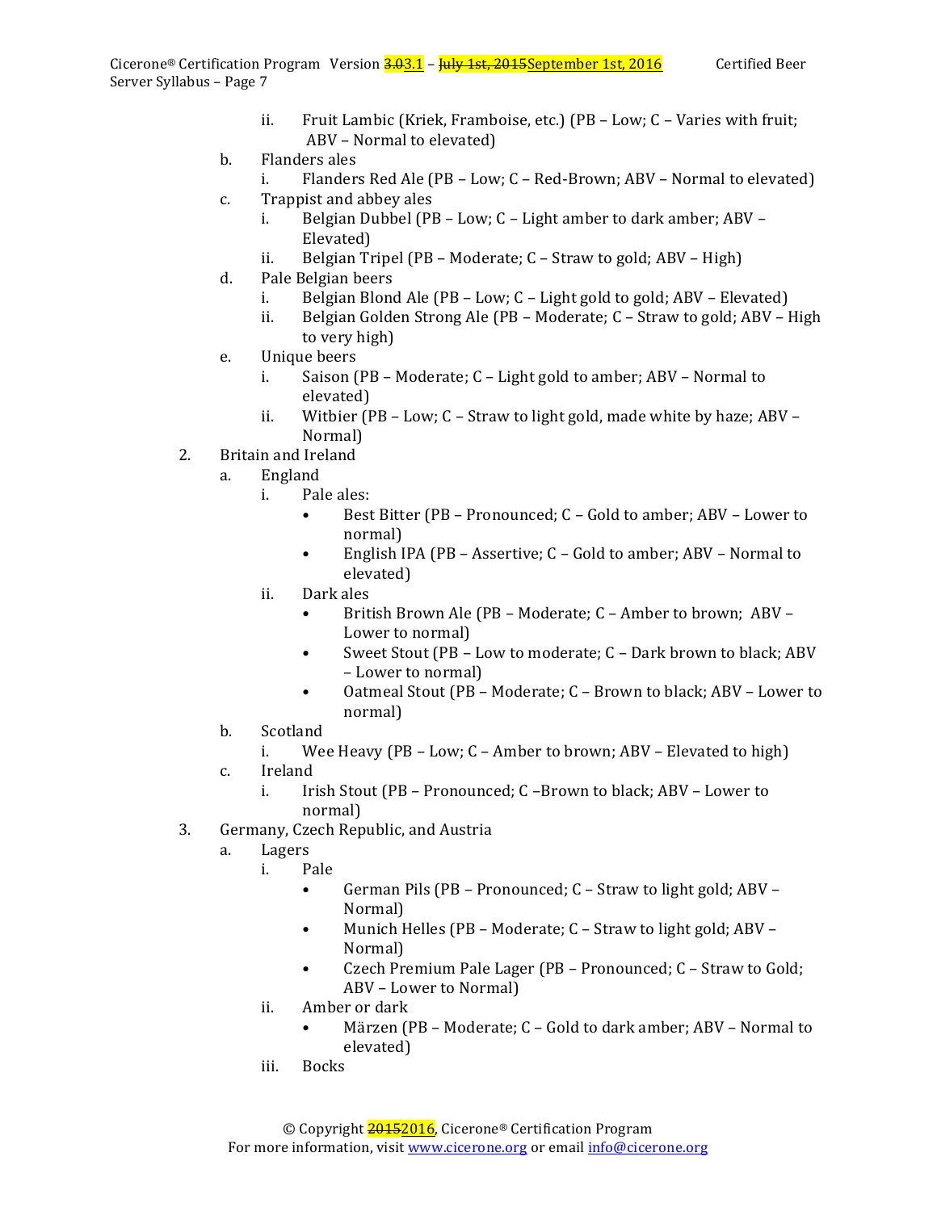ii. Fruit Lambic (Kriek, Framboise, etc.) (PB – Low; C – Varies with fruit; ABV – Normal to elevated)
   b. Flanders ales
      i. Flanders Red Ale (PB – Low; C – Red-Brown; ABV – Normal to elevated)
   c. Trappist and abbey ales
      i. Belgian Dubbel (PB – Low; C – Light amber to dark amber; ABV – Elevated)
      ii. Belgian Tripel (PB – Moderate; C – Straw to gold; ABV – High)
   d. Pale Belgian beers
      i. Belgian Blond Ale (PB – Low; C – Light gold to gold; ABV – Elevated)
      ii. Belgian Golden Strong Ale (PB – Moderate; C – Straw to gold; ABV – High to very high)
   e. Unique beers
      i. Saison (PB – Moderate; C – Light gold to amber; ABV – Normal to elevated)
      ii. Witbier (PB – Low; C – Straw to light gold, made white by haze; ABV – Normal)
2. Britain and Ireland
   a. England
      i. Pale ales:
         - Best Bitter (PB – Pronounced; C – Gold to amber; ABV – Lower to normal)
         - English IPA (PB – Assertive; C – Gold to amber; ABV – Normal to elevated)
      ii. Dark ales
         - British Brown Ale (PB – Moderate; C – Amber to brown; ABV – Lower to normal)
         - Sweet Stout (PB – Low to moderate; C – Dark brown to black; ABV – Lower to normal)
         - Oatmeal Stout (PB – Moderate; C – Brown to black; ABV – Lower to normal)
   b. Scotland
      i. Wee Heavy (PB – Low; C – Amber to brown; ABV – Elevated to high)
   c. Ireland
      i. Irish Stout (PB – Pronounced; C –Brown to black; ABV – Lower to normal)
3. Germany, Czech Republic, and Austria
   a. Lagers
      i. Pale
         - German Pils (PB – Pronounced; C – Straw to light gold; ABV – Normal)
         - Munich Helles (PB – Moderate; C – Straw to light gold; ABV – Normal)
         - Czech Premium Pale Lager (PB – Pronounced; C – Straw to Gold; ABV – Lower to Normal)
      ii. Amber or dark
         - Märzen (PB – Moderate; C – Gold to dark amber; ABV – Normal to elevated)
      iii. Bocks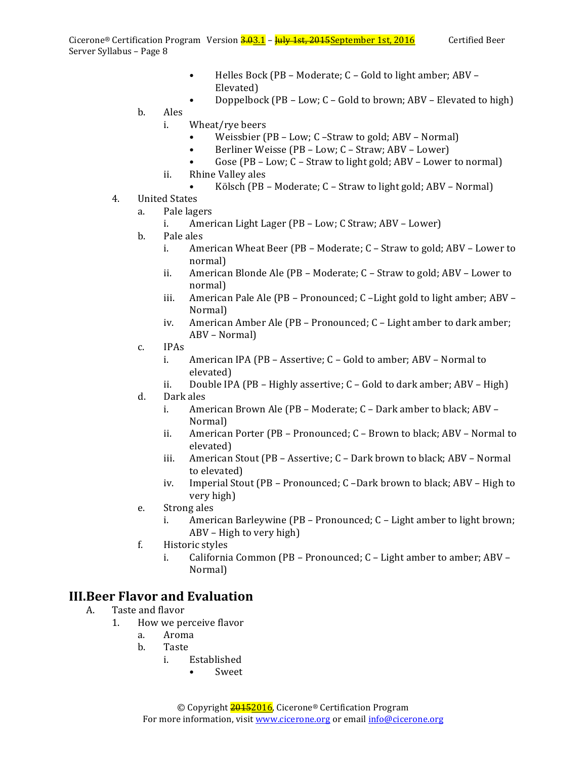- Helles Bock (PB – Moderate; C – Gold to light amber; ABV – Elevated)
- Doppelbock (PB – Low; C – Gold to brown; ABV – Elevated to high)

b. Ales

i. Wheat/rye beers

- Weissbier (PB – Low; C –Straw to gold; ABV – Normal)
- Berliner Weisse (PB – Low; C – Straw; ABV – Lower)
- Gose (PB – Low; C – Straw to light gold; ABV – Lower to normal)

ii. Rhine Valley ales

- Kölsch (PB – Moderate; C – Straw to light gold; ABV – Normal)

4. United States

a. Pale lagers

i. American Light Lager (PB – Low; C Straw; ABV – Lower)

b. Pale ales

i. American Wheat Beer (PB – Moderate; C – Straw to gold; ABV – Lower to normal)

ii. American Blonde Ale (PB – Moderate; C – Straw to gold; ABV – Lower to normal)

iii. American Pale Ale (PB – Pronounced; C –Light gold to light amber; ABV – Normal)

iv. American Amber Ale (PB – Pronounced; C – Light amber to dark amber; ABV – Normal)

c. IPAs

i. American IPA (PB – Assertive; C – Gold to amber; ABV – Normal to elevated)

ii. Double IPA (PB – Highly assertive; C – Gold to dark amber; ABV – High)

d. Dark ales

i. American Brown Ale (PB – Moderate; C – Dark amber to black; ABV – Normal)

ii. American Porter (PB – Pronounced; C – Brown to black; ABV – Normal to elevated)

iii. American Stout (PB – Assertive; C – Dark brown to black; ABV – Normal to elevated)

iv. Imperial Stout (PB – Pronounced; C –Dark brown to black; ABV – High to very high)

e. Strong ales

i. American Barleywine (PB – Pronounced; C – Light amber to light brown; ABV – High to very high)

f. Historic styles

i. California Common (PB – Pronounced; C – Light amber to amber; ABV – Normal)

# III. Beer Flavor and Evaluation

A. Taste and flavor

1. How we perceive flavor

a. Aroma

b. Taste

i. Established

- Sweet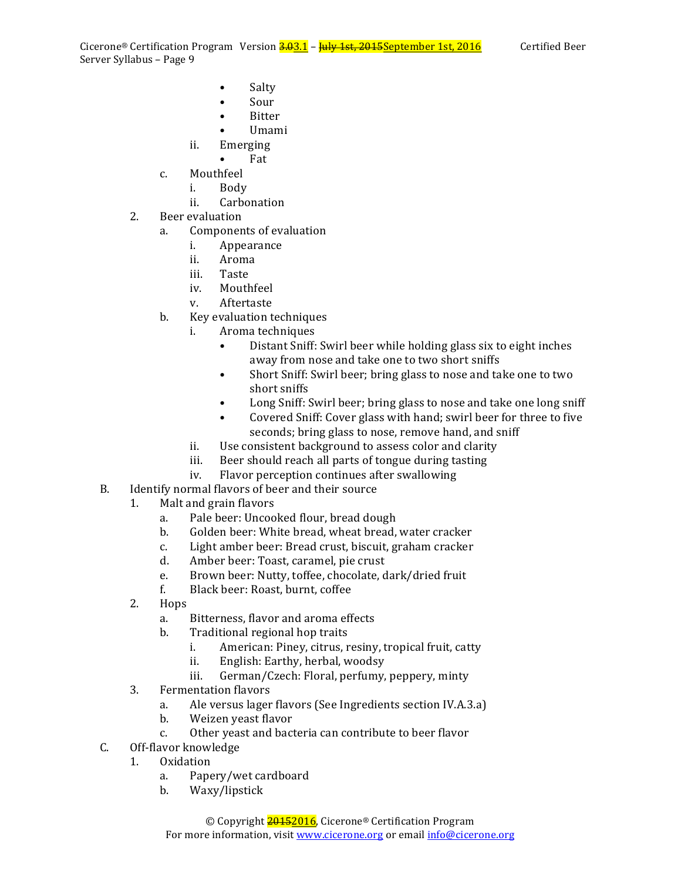- Salty
- Sour
- Bitter
- Umami

ii. Emerging
- Fat

c. Mouthfeel

i. Body

ii. Carbonation

2. Beer evaluation

a. Components of evaluation

i. Appearance

ii. Aroma

iii. Taste

iv. Mouthfeel

v. Aftertaste

b. Key evaluation techniques

i. Aroma techniques
- Distant Sniff: Swirl beer while holding glass six to eight inches away from nose and take one to two short sniffs
- Short Sniff: Swirl beer; bring glass to nose and take one to two short sniffs
- Long Sniff: Swirl beer; bring glass to nose and take one long sniff
- Covered Sniff: Cover glass with hand; swirl beer for three to five seconds; bring glass to nose, remove hand, and sniff

ii. Use consistent background to assess color and clarity

iii. Beer should reach all parts of tongue during tasting

iv. Flavor perception continues after swallowing

B. Identify normal flavors of beer and their source

1. Malt and grain flavors

a. Pale beer: Uncooked flour, bread dough

b. Golden beer: White bread, wheat bread, water cracker

c. Light amber beer: Bread crust, biscuit, graham cracker

d. Amber beer: Toast, caramel, pie crust

e. Brown beer: Nutty, toffee, chocolate, dark/dried fruit

f. Black beer: Roast, burnt, coffee

2. Hops

a. Bitterness, flavor and aroma effects

b. Traditional regional hop traits

i. American: Piney, citrus, resiny, tropical fruit, catty

ii. English: Earthy, herbal, woodsy

iii. German/Czech: Floral, perfumy, peppery, minty

3. Fermentation flavors

a. Ale versus lager flavors (See Ingredients section IV.A.3.a)

b. Weizen yeast flavor

c. Other yeast and bacteria can contribute to beer flavor

C. Off-flavor knowledge

1. Oxidation

a. Papery/wet cardboard

b. Waxy/lipstick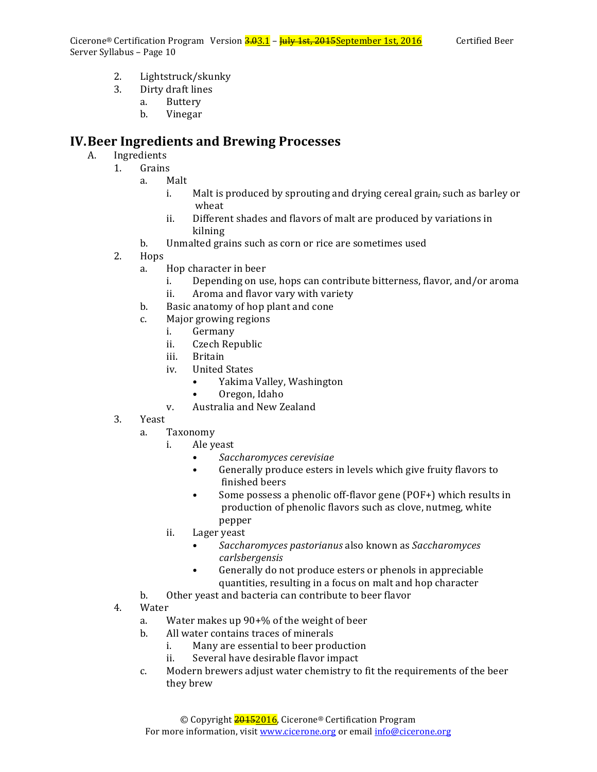2. Lightstruck/skunky
3. Dirty draft lines
    a. Buttery
    b. Vinegar

## IV. Beer Ingredients and Brewing Processes

A. Ingredients
1. Grains
    a. Malt
        i. Malt is produced by sprouting and drying cereal grain, such as barley or wheat
        ii. Different shades and flavors of malt are produced by variations in kilning
    b. Unmalted grains such as corn or rice are sometimes used
2. Hops
    a. Hop character in beer
        i. Depending on use, hops can contribute bitterness, flavor, and/or aroma
        ii. Aroma and flavor vary with variety
    b. Basic anatomy of hop plant and cone
    c. Major growing regions
        i. Germany
        ii. Czech Republic
        iii. Britain
        iv. United States
            - Yakima Valley, Washington
            - Oregon, Idaho
        v. Australia and New Zealand
3. Yeast
    a. Taxonomy
        i. Ale yeast
            - *Saccharomyces cerevisiae*
            - Generally produce esters in levels which give fruity flavors to finished beers
            - Some possess a phenolic off-flavor gene (POF+) which results in production of phenolic flavors such as clove, nutmeg, white pepper
        ii. Lager yeast
            - *Saccharomyces pastorianus* also known as *Saccharomyces carlsbergensis*
            - Generally do not produce esters or phenols in appreciable quantities, resulting in a focus on malt and hop character
    b. Other yeast and bacteria can contribute to beer flavor
4. Water
    a. Water makes up 90+% of the weight of beer
    b. All water contains traces of minerals
        i. Many are essential to beer production
        ii. Several have desirable flavor impact
    c. Modern brewers adjust water chemistry to fit the requirements of the beer they brew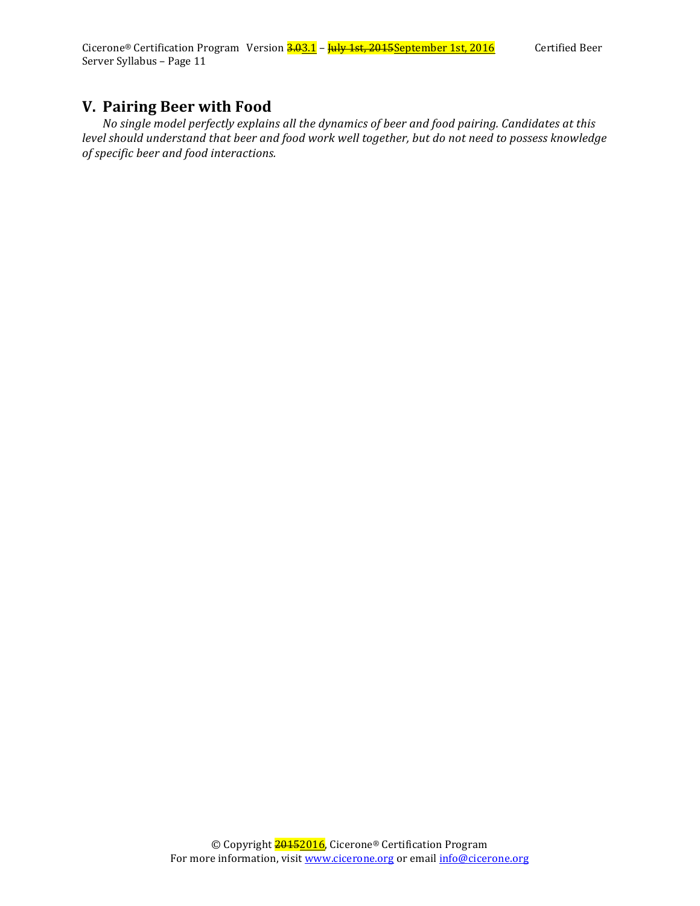## V. Pairing Beer with Food

*No single model perfectly explains all the dynamics of beer and food pairing. Candidates at this level should understand that beer and food work well together, but do not need to possess knowledge of specific beer and food interactions.*